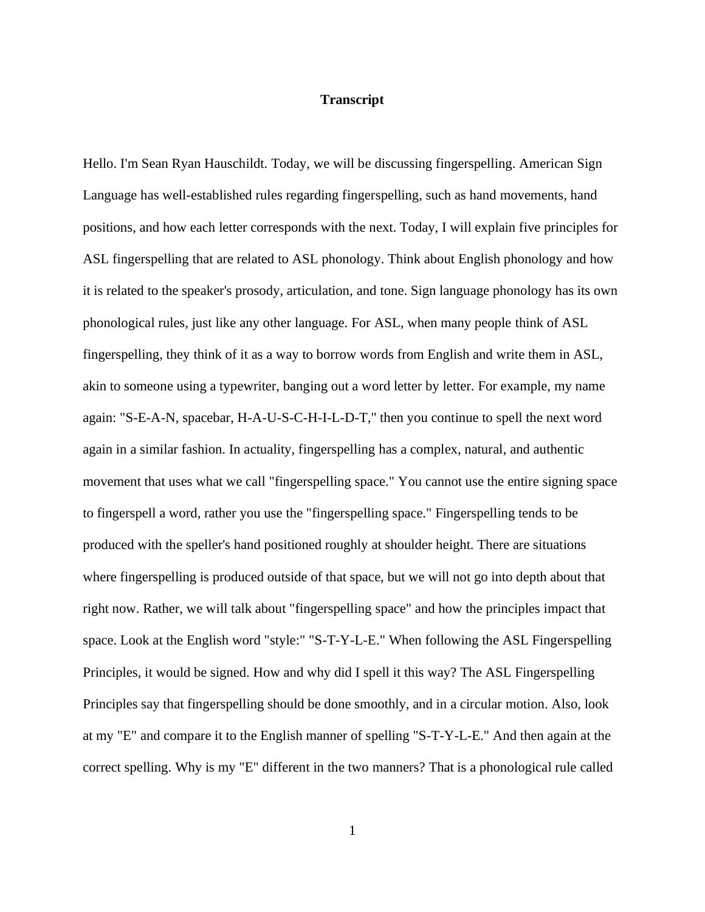**Transcript**

Hello. I'm Sean Ryan Hauschildt. Today, we will be discussing fingerspelling. American Sign Language has well-established rules regarding fingerspelling, such as hand movements, hand positions, and how each letter corresponds with the next. Today, I will explain five principles for ASL fingerspelling that are related to ASL phonology. Think about English phonology and how it is related to the speaker's prosody, articulation, and tone. Sign language phonology has its own phonological rules, just like any other language. For ASL, when many people think of ASL fingerspelling, they think of it as a way to borrow words from English and write them in ASL, akin to someone using a typewriter, banging out a word letter by letter. For example, my name again: "S-E-A-N, spacebar, H-A-U-S-C-H-I-L-D-T," then you continue to spell the next word again in a similar fashion. In actuality, fingerspelling has a complex, natural, and authentic movement that uses what we call "fingerspelling space." You cannot use the entire signing space to fingerspell a word, rather you use the "fingerspelling space." Fingerspelling tends to be produced with the speller's hand positioned roughly at shoulder height. There are situations where fingerspelling is produced outside of that space, but we will not go into depth about that right now. Rather, we will talk about "fingerspelling space" and how the principles impact that space. Look at the English word "style:" "S-T-Y-L-E." When following the ASL Fingerspelling Principles, it would be signed. How and why did I spell it this way? The ASL Fingerspelling Principles say that fingerspelling should be done smoothly, and in a circular motion. Also, look at my "E" and compare it to the English manner of spelling "S-T-Y-L-E." And then again at the correct spelling. Why is my "E" different in the two manners? That is a phonological rule called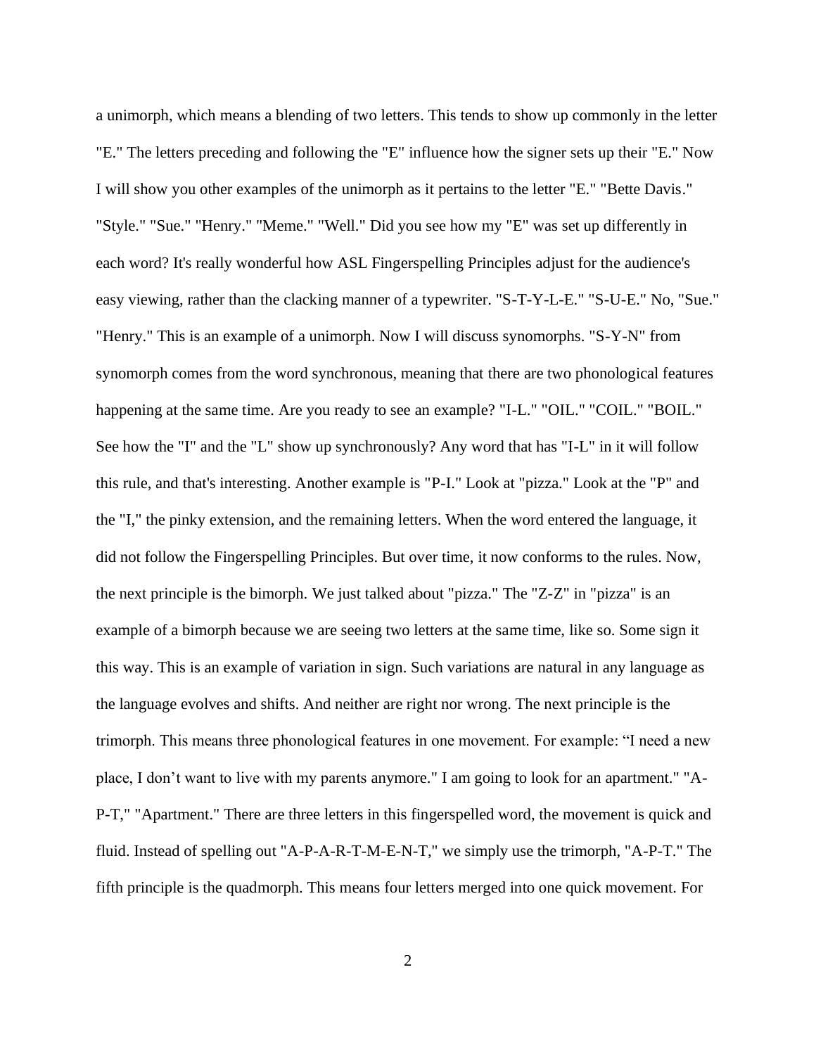a unimorph, which means a blending of two letters. This tends to show up commonly in the letter "E." The letters preceding and following the "E" influence how the signer sets up their "E." Now I will show you other examples of the unimorph as it pertains to the letter "E." "Bette Davis." "Style." "Sue." "Henry." "Meme." "Well." Did you see how my "E" was set up differently in each word? It's really wonderful how ASL Fingerspelling Principles adjust for the audience's easy viewing, rather than the clacking manner of a typewriter. "S-T-Y-L-E." "S-U-E." No, "Sue." "Henry." This is an example of a unimorph. Now I will discuss synomorphs. "S-Y-N" from synomorph comes from the word synchronous, meaning that there are two phonological features happening at the same time. Are you ready to see an example? "I-L." "OIL." "COIL." "BOIL." See how the "I" and the "L" show up synchronously? Any word that has "I-L" in it will follow this rule, and that's interesting. Another example is "P-I." Look at "pizza." Look at the "P" and the "I," the pinky extension, and the remaining letters. When the word entered the language, it did not follow the Fingerspelling Principles. But over time, it now conforms to the rules. Now, the next principle is the bimorph. We just talked about "pizza." The "Z-Z" in "pizza" is an example of a bimorph because we are seeing two letters at the same time, like so. Some sign it this way. This is an example of variation in sign. Such variations are natural in any language as the language evolves and shifts. And neither are right nor wrong. The next principle is the trimorph. This means three phonological features in one movement. For example: "I need a new place, I don't want to live with my parents anymore." I am going to look for an apartment." "A-P-T," "Apartment." There are three letters in this fingerspelled word, the movement is quick and fluid. Instead of spelling out "A-P-A-R-T-M-E-N-T," we simply use the trimorph, "A-P-T." The fifth principle is the quadmorph. This means four letters merged into one quick movement. For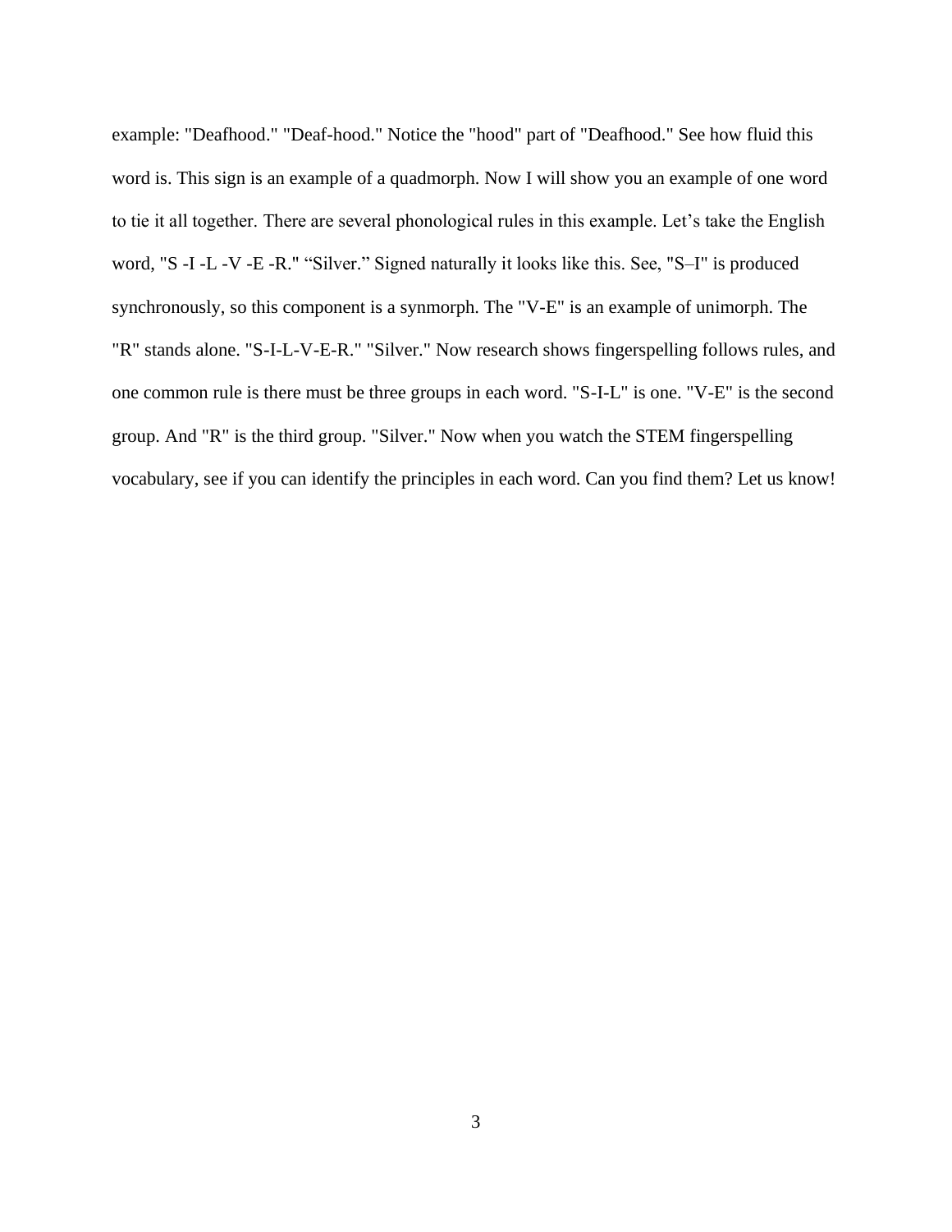example: "Deafhood." "Deaf-hood." Notice the "hood" part of "Deafhood." See how fluid this word is. This sign is an example of a quadmorph. Now I will show you an example of one word to tie it all together. There are several phonological rules in this example. Let's take the English word, "S -I -L -V -E -R." "Silver." Signed naturally it looks like this. See, "S–I" is produced synchronously, so this component is a synmorph. The "V-E" is an example of unimorph. The "R" stands alone. "S-I-L-V-E-R." "Silver." Now research shows fingerspelling follows rules, and one common rule is there must be three groups in each word. "S-I-L" is one. "V-E" is the second group. And "R" is the third group. "Silver." Now when you watch the STEM fingerspelling vocabulary, see if you can identify the principles in each word. Can you find them? Let us know!